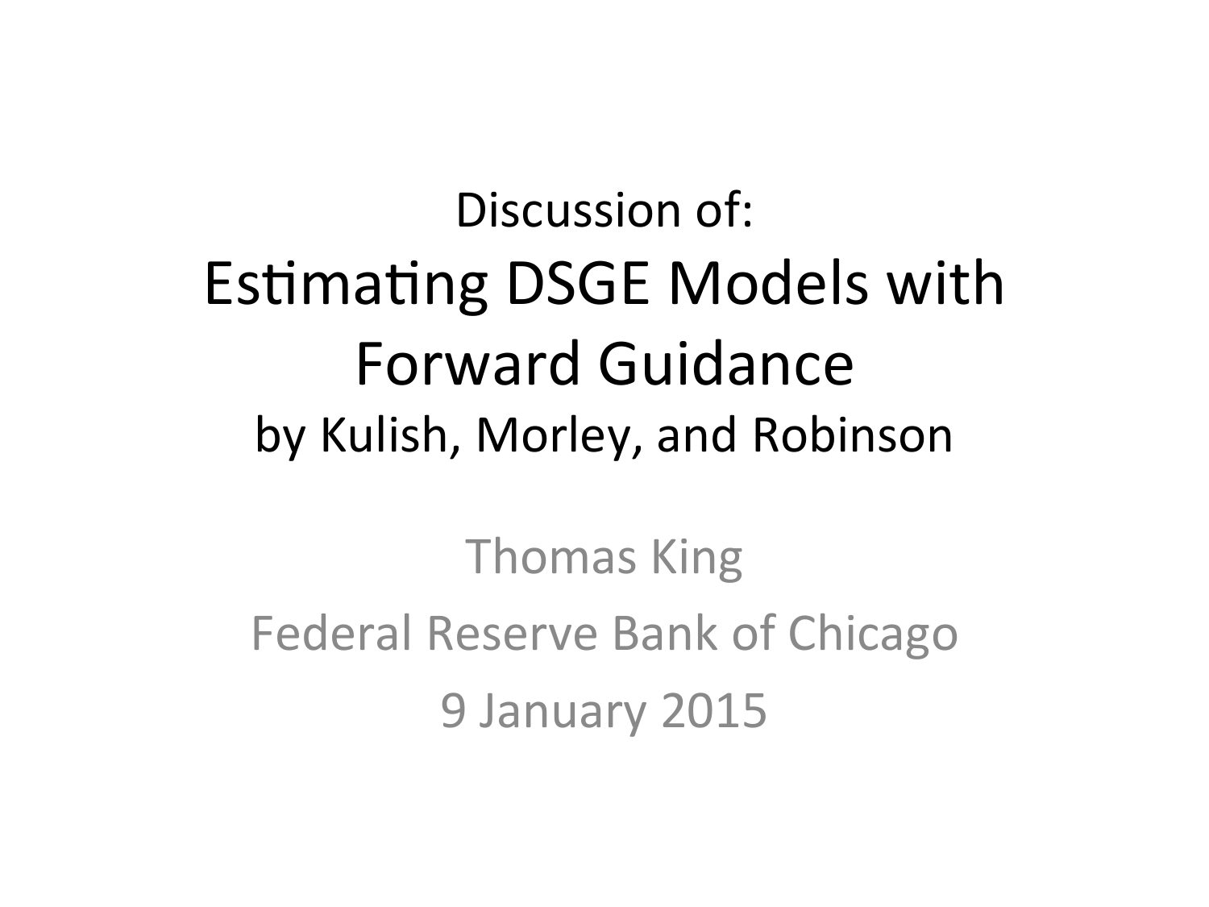Discussion of:

# Estimating DSGE Models with Forward Guidance

by Kulish, Morley, and Robinson

Thomas King

Federal Reserve Bank of Chicago

9 January 2015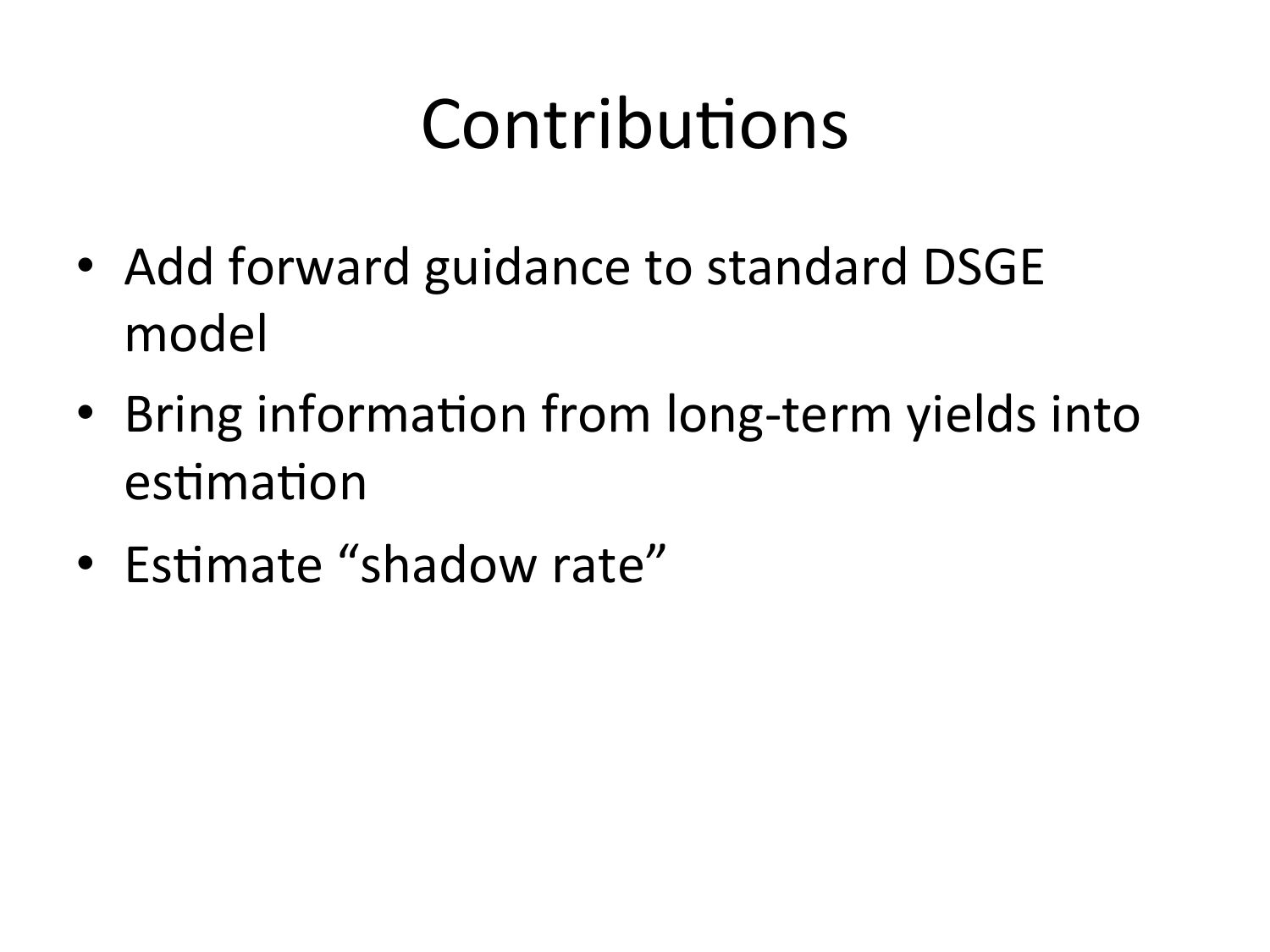# Contributions

- Add forward guidance to standard DSGE model
- Bring information from long-term yields into estimation
- Estimate “shadow rate”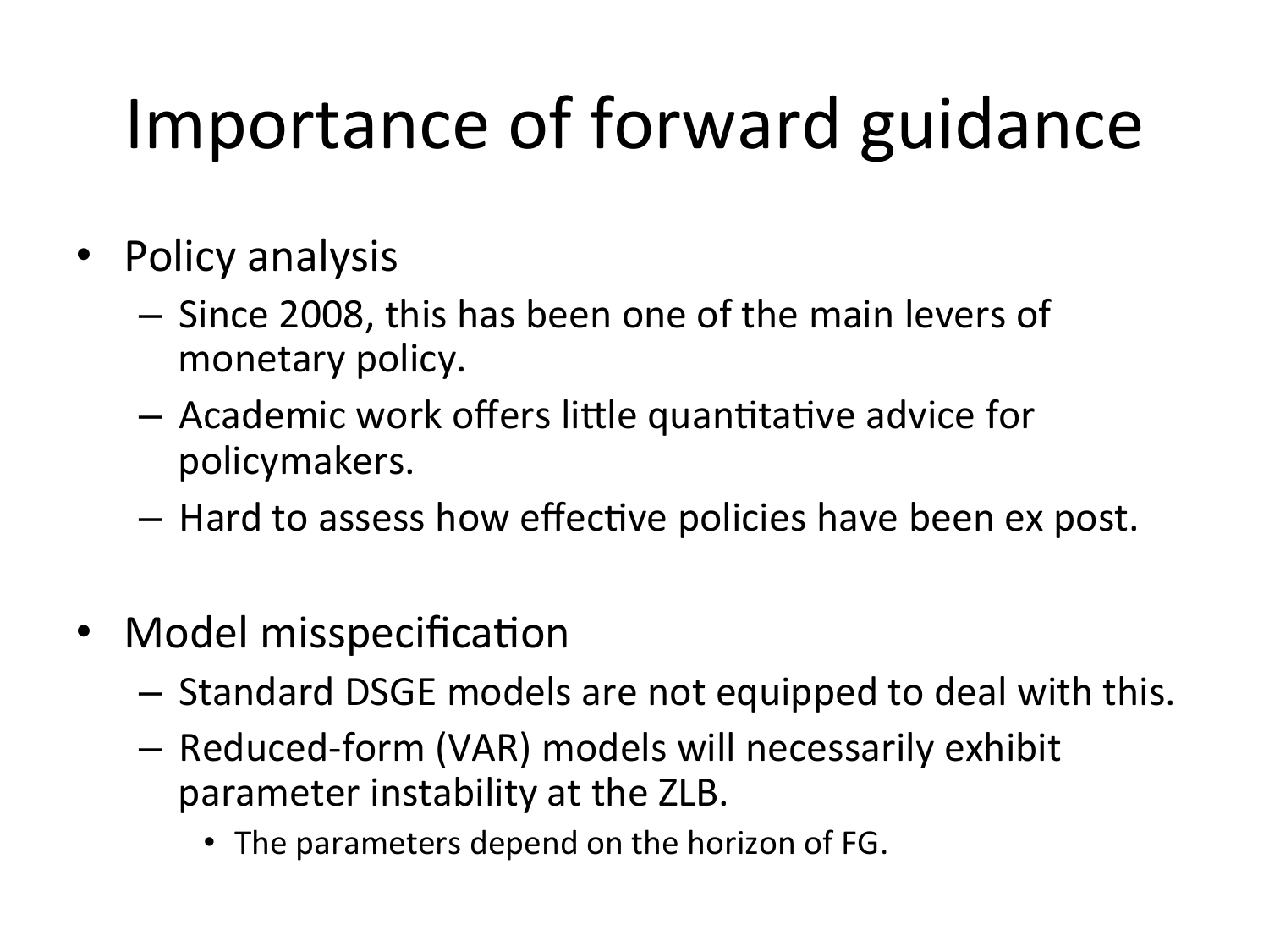# Importance of forward guidance

- Policy analysis
  - Since 2008, this has been one of the main levers of monetary policy.
  - Academic work offers little quantitative advice for policymakers.
  - Hard to assess how effective policies have been ex post.

- Model misspecification
  - Standard DSGE models are not equipped to deal with this.
  - Reduced-form (VAR) models will necessarily exhibit parameter instability at the ZLB.
    - The parameters depend on the horizon of FG.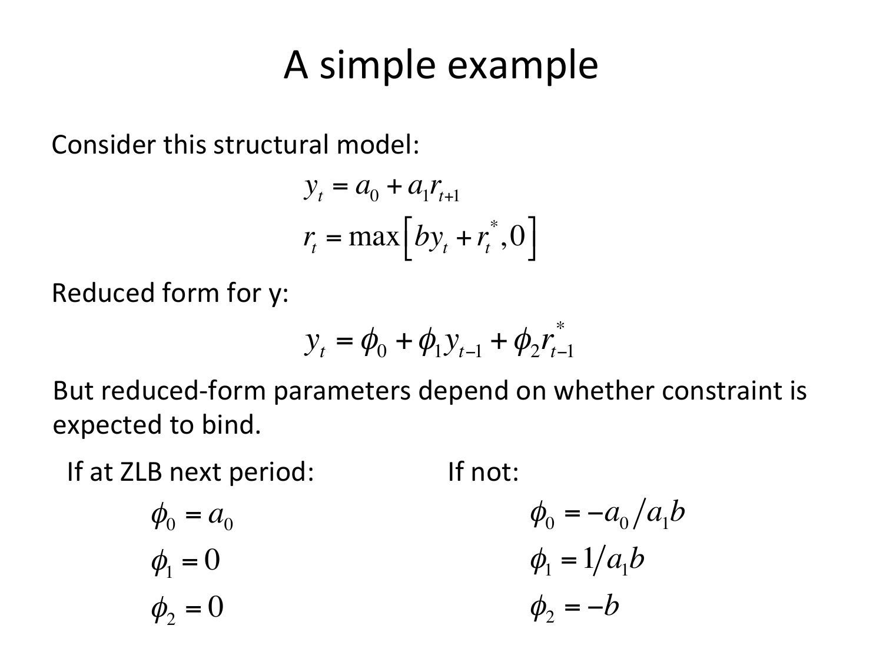# A simple example

Consider this structural model:

$$y_t = a_0 + a_1 r_{t+1}$$
$$r_t = \max\left[ b y_t + r_t^*, 0 \right]$$

Reduced form for y:

$$y_t = \phi_0 + \phi_1 y_{t-1} + \phi_2 r_{t-1}^*$$

But reduced-form parameters depend on whether constraint is expected to bind.

If at ZLB next period:

$$\phi_0 = a_0$$
$$\phi_1 = 0$$
$$\phi_2 = 0$$

If not:

$$\phi_0 = -a_0 / a_1 b$$
$$\phi_1 = 1/a_1 b$$
$$\phi_2 = -b$$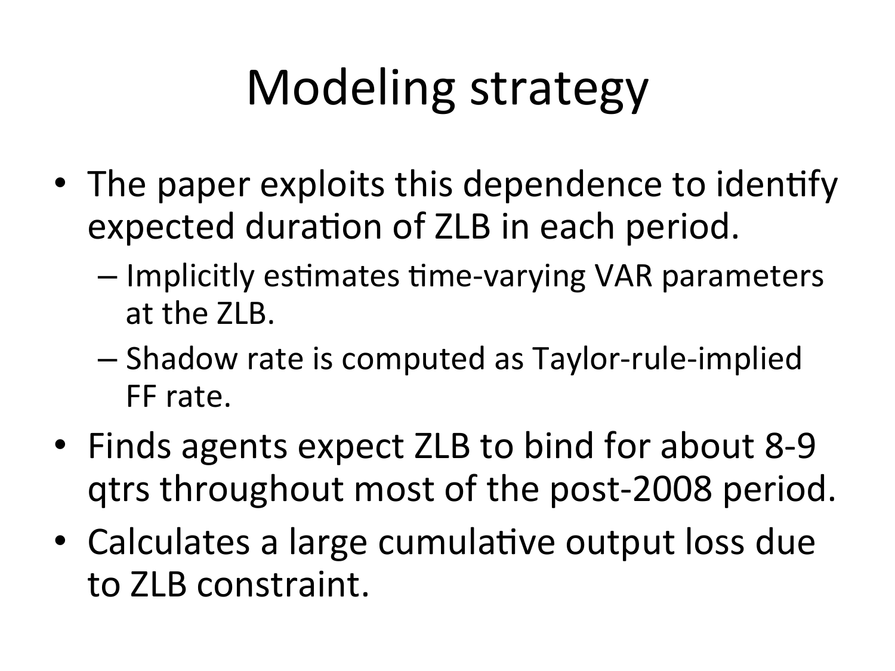# Modeling strategy

- The paper exploits this dependence to identify expected duration of ZLB in each period.
  - Implicitly estimates time-varying VAR parameters at the ZLB.
  - Shadow rate is computed as Taylor-rule-implied FF rate.
- Finds agents expect ZLB to bind for about 8-9 qtrs throughout most of the post-2008 period.
- Calculates a large cumulative output loss due to ZLB constraint.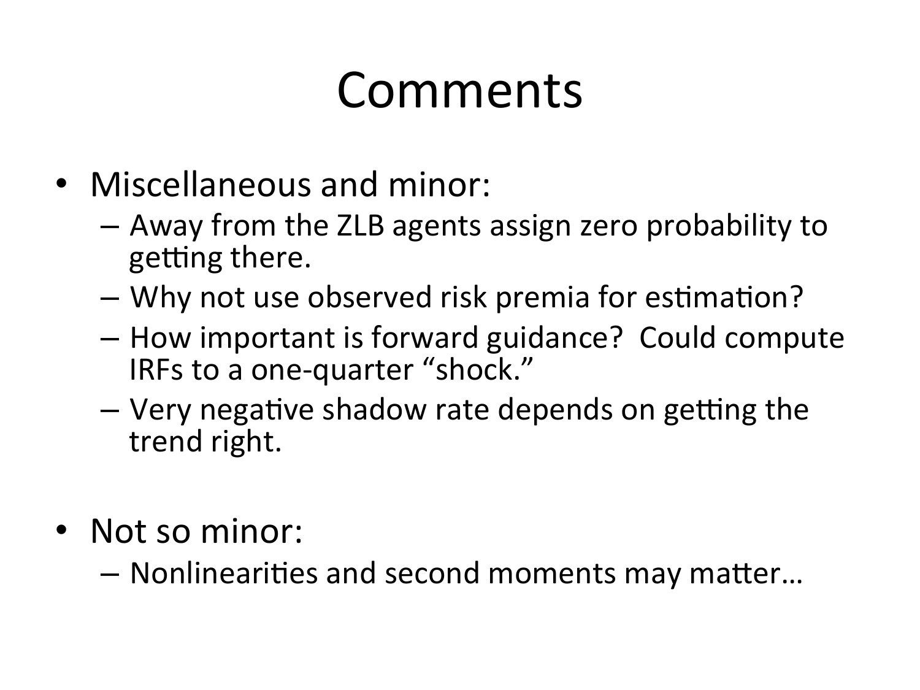# Comments

- Miscellaneous and minor:
  - Away from the ZLB agents assign zero probability to getting there.
  - Why not use observed risk premia for estimation?
  - How important is forward guidance? Could compute IRFs to a one-quarter "shock."
  - Very negative shadow rate depends on getting the trend right.

- Not so minor:
  - Nonlinearities and second moments may matter…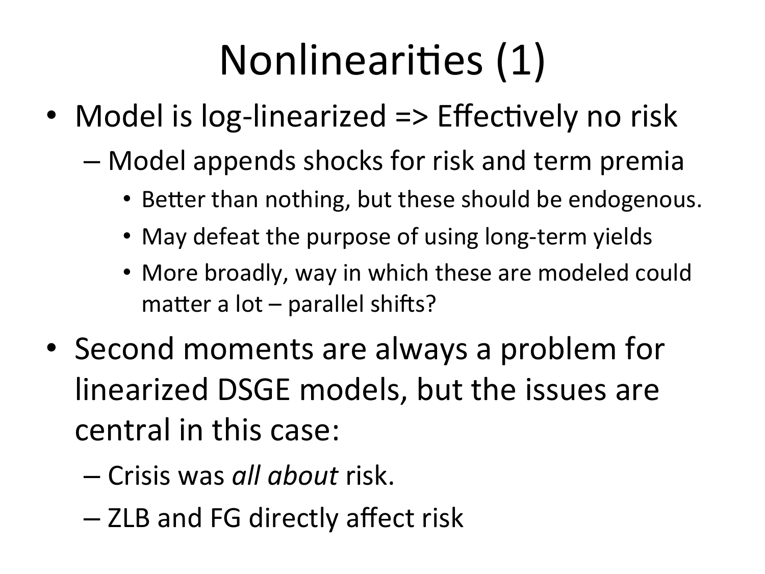# Nonlinearities (1)

- Model is log-linearized => Effectively no risk
  - Model appends shocks for risk and term premia
    - Better than nothing, but these should be endogenous.
    - May defeat the purpose of using long-term yields
    - More broadly, way in which these are modeled could matter a lot – parallel shifts?
- Second moments are always a problem for linearized DSGE models, but the issues are central in this case:
  - Crisis was *all about* risk.
  - ZLB and FG directly affect risk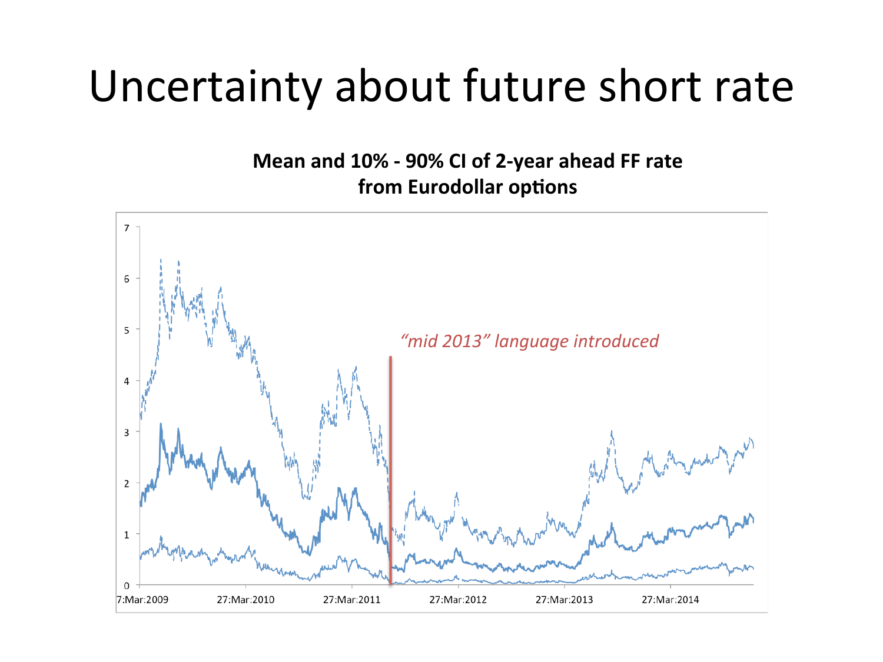# Uncertainty about future short rate

**Mean and 10% - 90% CI of 2-year ahead FF rate from Eurodollar options**

*"mid 2013" language introduced*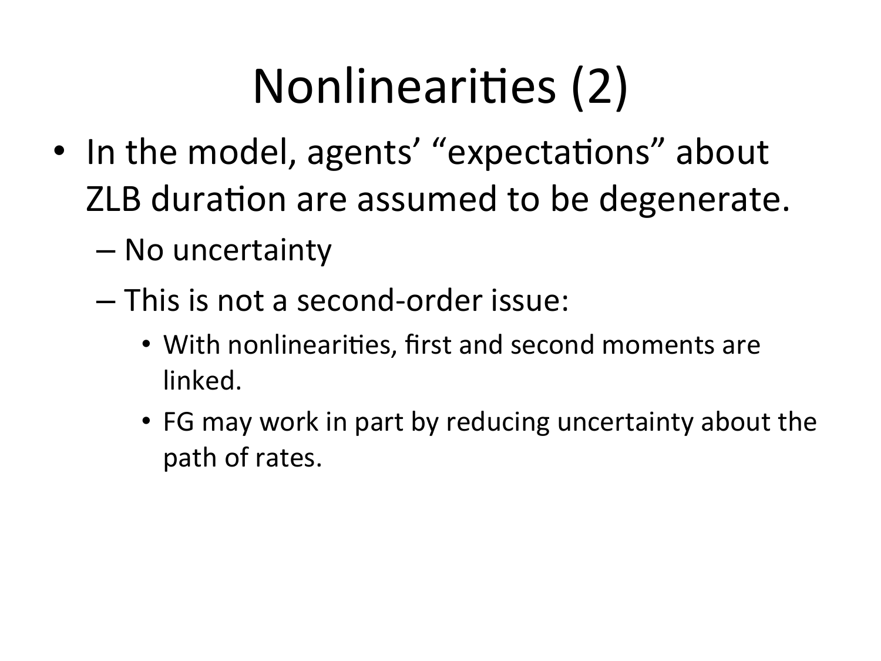# Nonlinearities (2)

- In the model, agents' "expectations" about ZLB duration are assumed to be degenerate.
  - No uncertainty
  - This is not a second-order issue:
    - With nonlinearities, first and second moments are linked.
    - FG may work in part by reducing uncertainty about the path of rates.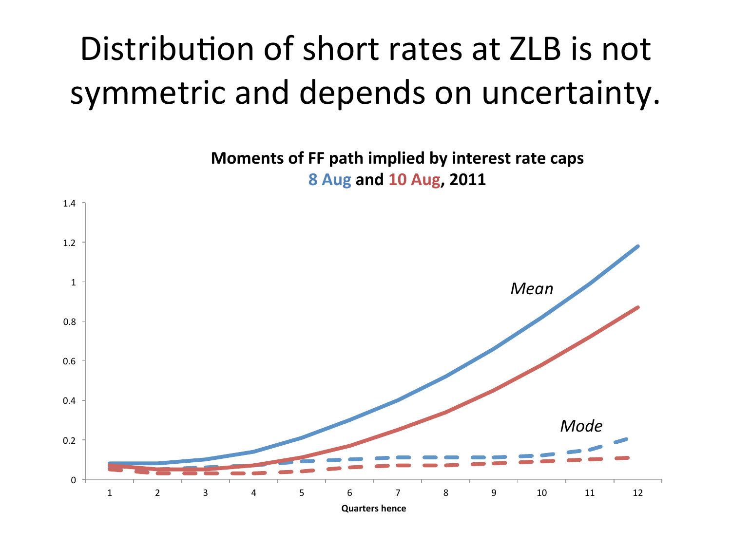# Distribution of short rates at ZLB is not symmetric and depends on uncertainty.

**Moments of FF path implied by interest rate caps**
**8 Aug and 10 Aug, 2011**

*Mean*

*Mode*

**Quarters hence**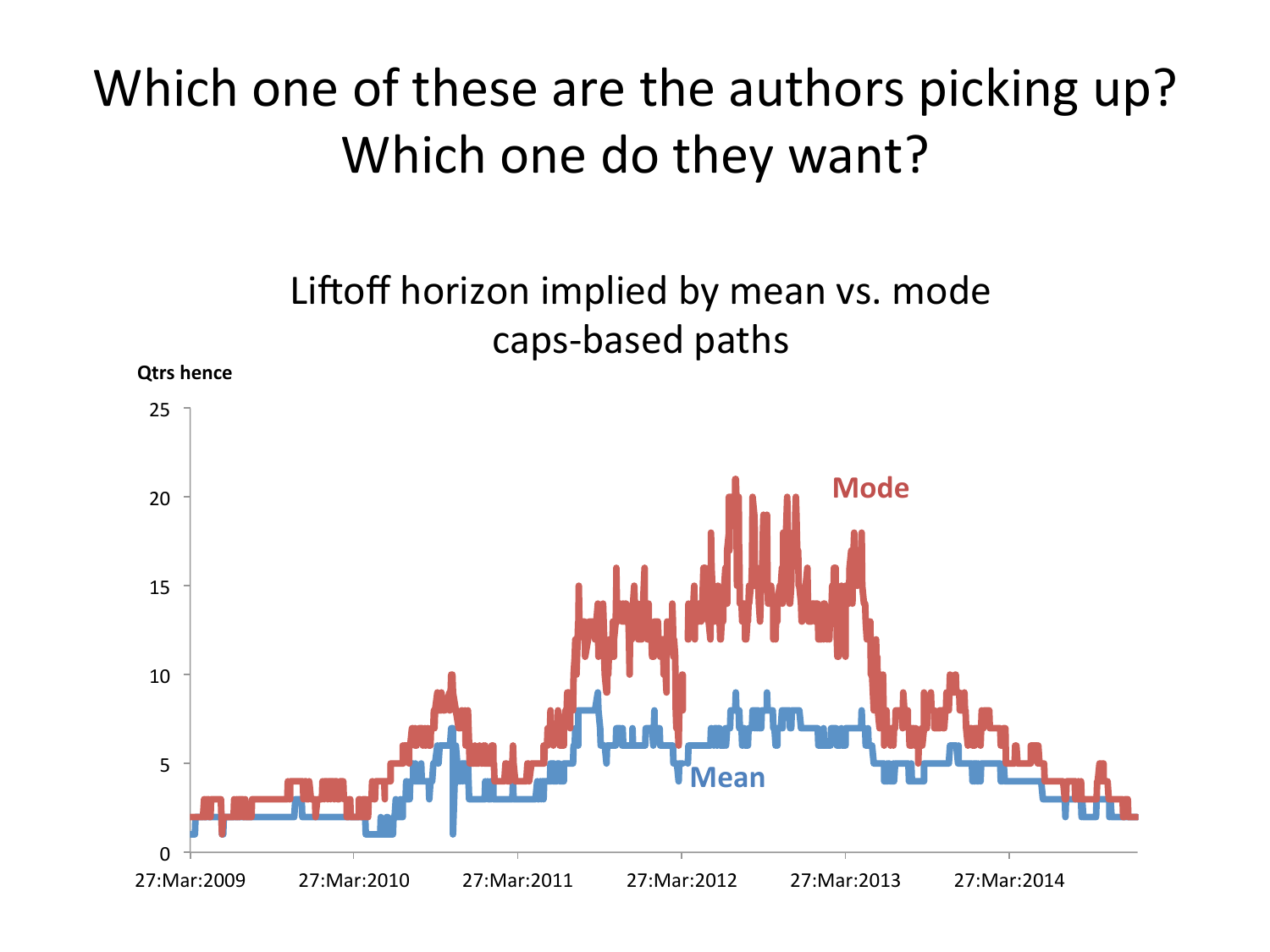# Which one of these are the authors picking up? Which one do they want?

Liftoff horizon implied by mean vs. mode caps-based paths

Qtrs hence

Mode

Mean

0, 5, 10, 15, 20, 25

27:Mar:2009, 27:Mar:2010, 27:Mar:2011, 27:Mar:2012, 27:Mar:2013, 27:Mar:2014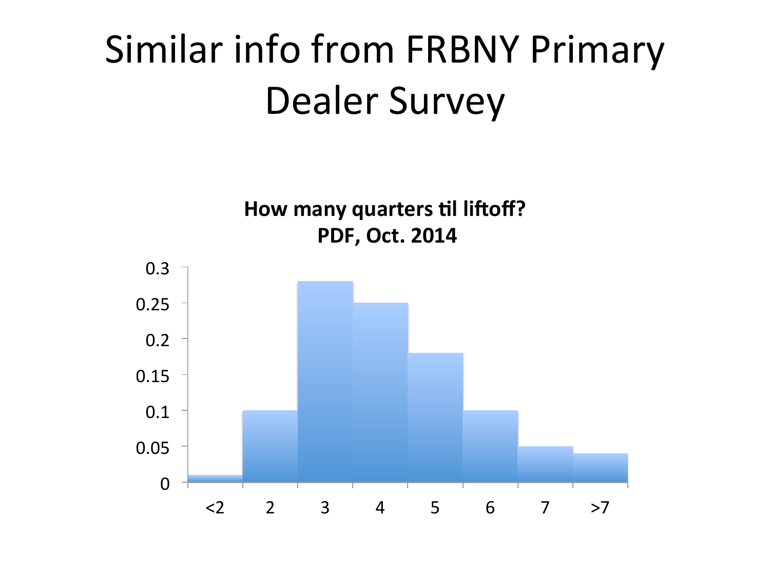# Similar info from FRBNY Primary Dealer Survey

**How many quarters til liftoff?**
**PDF, Oct. 2014**

| Quarters | Probability |
|---|---|
| <2 | 0.01 |
| 2 | 0.10 |
| 3 | 0.28 |
| 4 | 0.25 |
| 5 | 0.18 |
| 6 | 0.10 |
| 7 | 0.05 |
| >7 | 0.04 |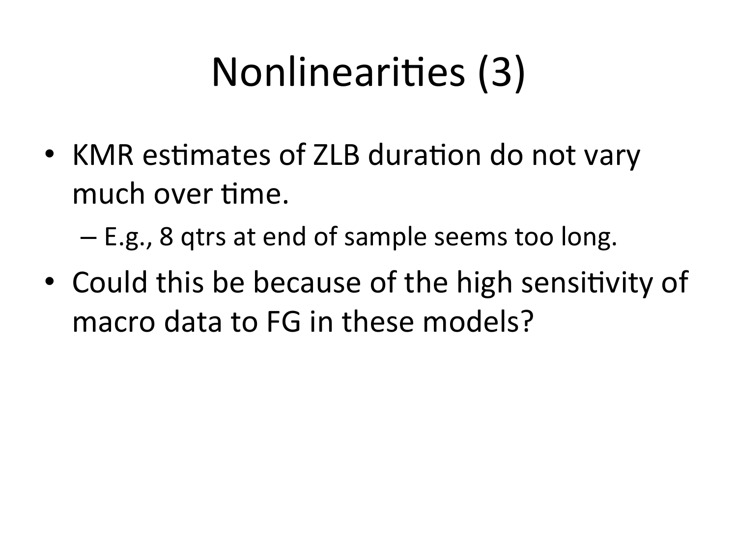# Nonlinearities (3)

- KMR estimates of ZLB duration do not vary much over time.
  - E.g., 8 qtrs at end of sample seems too long.
- Could this be because of the high sensitivity of macro data to FG in these models?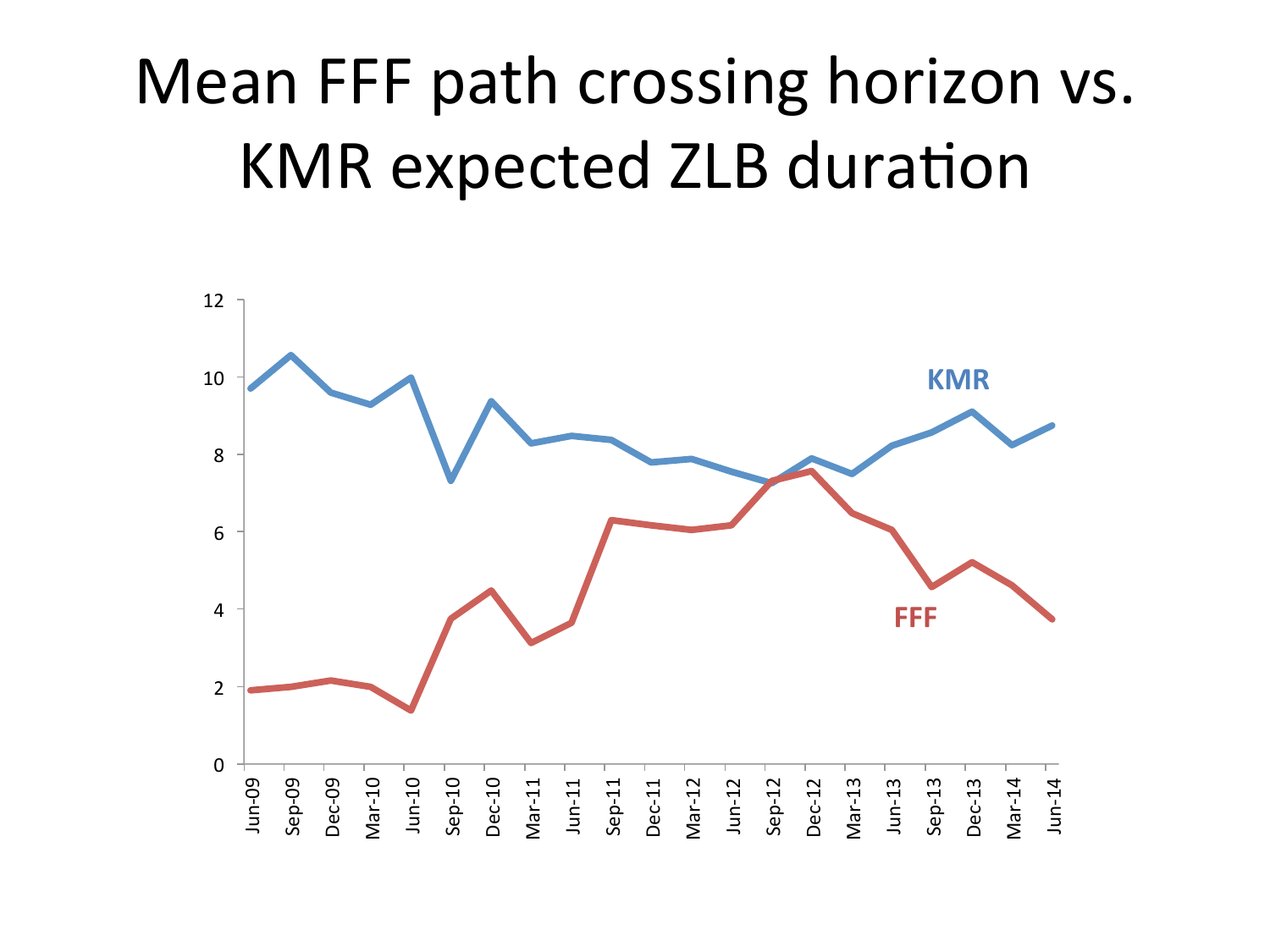# Mean FFF path crossing horizon vs. KMR expected ZLB duration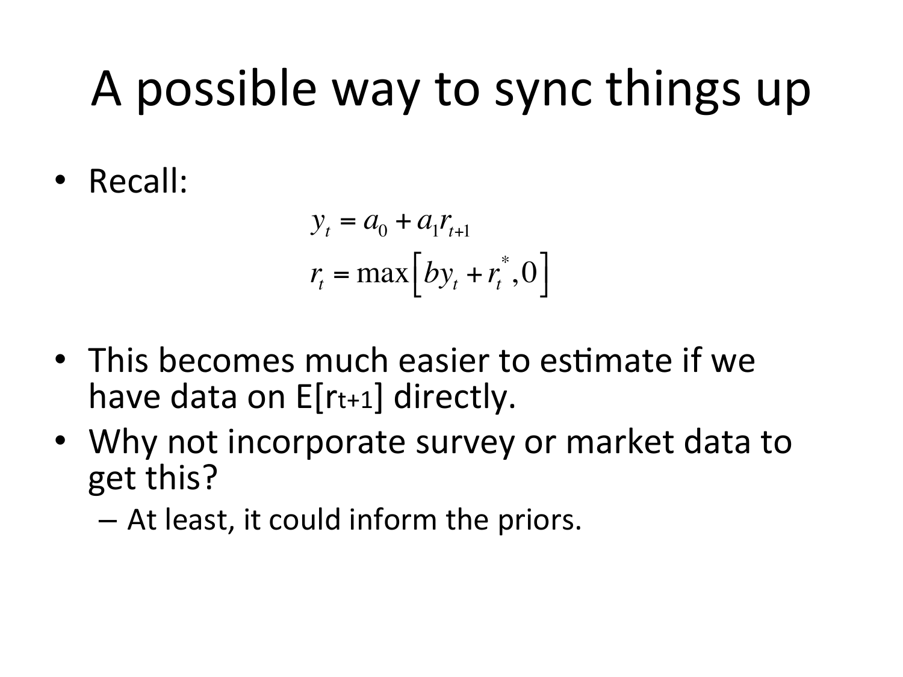# A possible way to sync things up

- Recall:

$$
\begin{aligned}
y_t &= a_0 + a_1 r_{t+1} \\
r_t &= \max\left[ b y_t + r_t^*, 0 \right]
\end{aligned}
$$

- This becomes much easier to estimate if we have data on $E[r_{t+1}]$ directly.
- Why not incorporate survey or market data to get this?
  - At least, it could inform the priors.